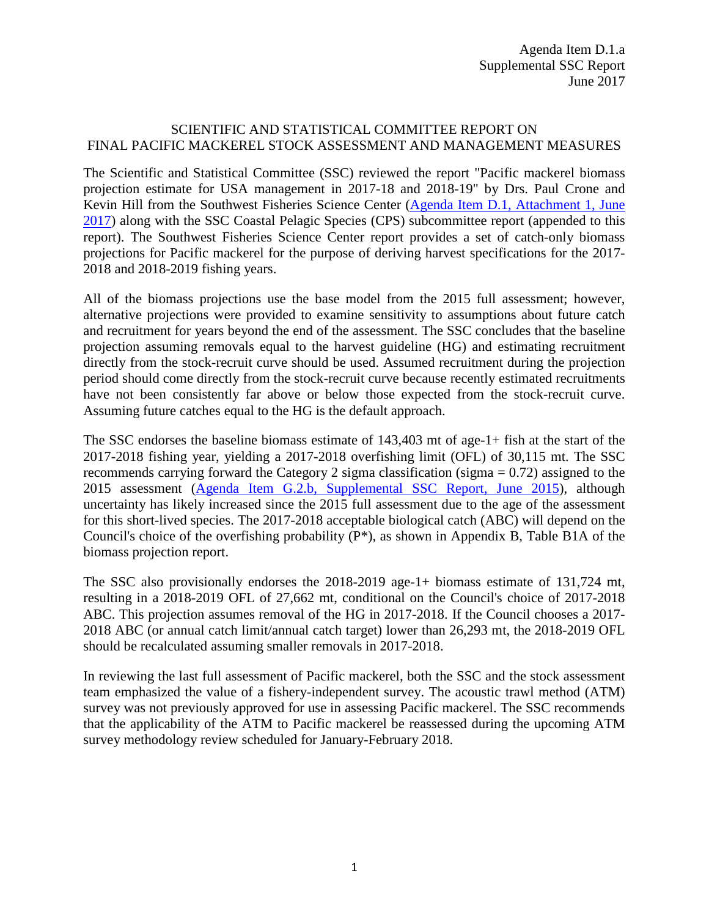Agenda Item D.1.a
Supplemental SSC Report
June 2017

# SCIENTIFIC AND STATISTICAL COMMITTEE REPORT ON FINAL PACIFIC MACKEREL STOCK ASSESSMENT AND MANAGEMENT MEASURES

The Scientific and Statistical Committee (SSC) reviewed the report "Pacific mackerel biomass projection estimate for USA management in 2017-18 and 2018-19" by Drs. Paul Crone and Kevin Hill from the Southwest Fisheries Science Center (Agenda Item D.1, Attachment 1, June 2017) along with the SSC Coastal Pelagic Species (CPS) subcommittee report (appended to this report). The Southwest Fisheries Science Center report provides a set of catch-only biomass projections for Pacific mackerel for the purpose of deriving harvest specifications for the 2017-2018 and 2018-2019 fishing years.

All of the biomass projections use the base model from the 2015 full assessment; however, alternative projections were provided to examine sensitivity to assumptions about future catch and recruitment for years beyond the end of the assessment. The SSC concludes that the baseline projection assuming removals equal to the harvest guideline (HG) and estimating recruitment directly from the stock-recruit curve should be used. Assumed recruitment during the projection period should come directly from the stock-recruit curve because recently estimated recruitments have not been consistently far above or below those expected from the stock-recruit curve. Assuming future catches equal to the HG is the default approach.

The SSC endorses the baseline biomass estimate of 143,403 mt of age-1+ fish at the start of the 2017-2018 fishing year, yielding a 2017-2018 overfishing limit (OFL) of 30,115 mt. The SSC recommends carrying forward the Category 2 sigma classification (sigma = 0.72) assigned to the 2015 assessment (Agenda Item G.2.b, Supplemental SSC Report, June 2015), although uncertainty has likely increased since the 2015 full assessment due to the age of the assessment for this short-lived species. The 2017-2018 acceptable biological catch (ABC) will depend on the Council's choice of the overfishing probability (P*), as shown in Appendix B, Table B1A of the biomass projection report.

The SSC also provisionally endorses the 2018-2019 age-1+ biomass estimate of 131,724 mt, resulting in a 2018-2019 OFL of 27,662 mt, conditional on the Council's choice of 2017-2018 ABC. This projection assumes removal of the HG in 2017-2018. If the Council chooses a 2017-2018 ABC (or annual catch limit/annual catch target) lower than 26,293 mt, the 2018-2019 OFL should be recalculated assuming smaller removals in 2017-2018.

In reviewing the last full assessment of Pacific mackerel, both the SSC and the stock assessment team emphasized the value of a fishery-independent survey. The acoustic trawl method (ATM) survey was not previously approved for use in assessing Pacific mackerel. The SSC recommends that the applicability of the ATM to Pacific mackerel be reassessed during the upcoming ATM survey methodology review scheduled for January-February 2018.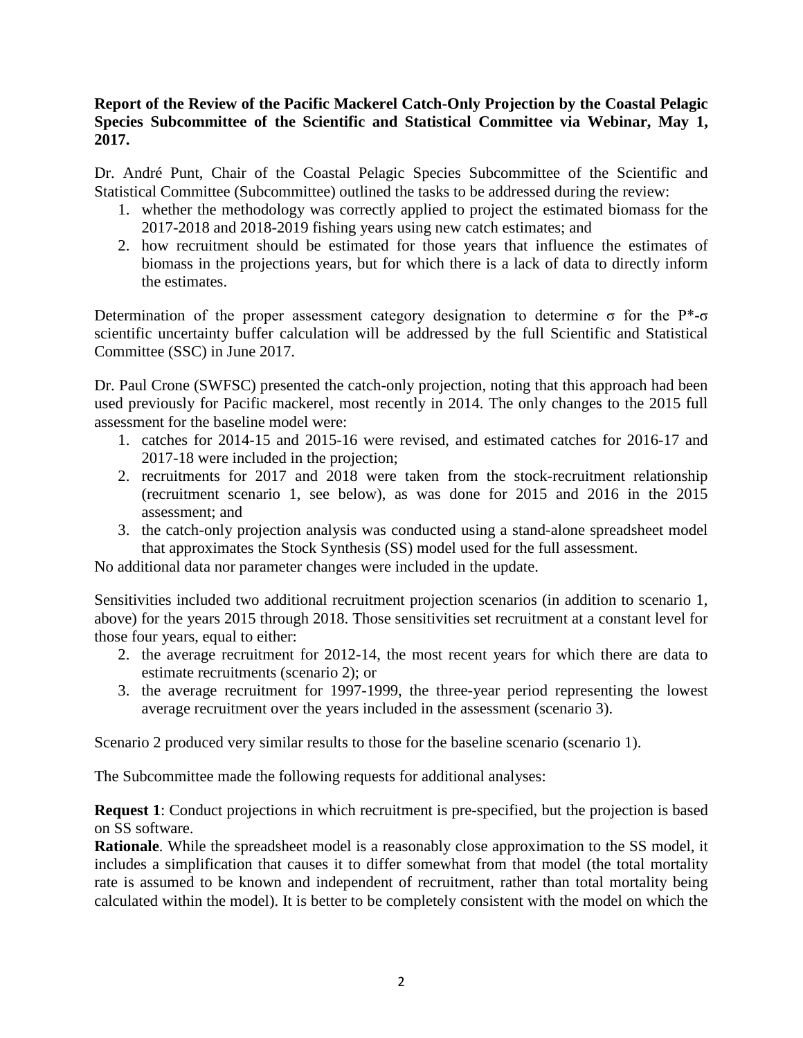**Report of the Review of the Pacific Mackerel Catch-Only Projection by the Coastal Pelagic Species Subcommittee of the Scientific and Statistical Committee via Webinar, May 1, 2017.**

Dr. André Punt, Chair of the Coastal Pelagic Species Subcommittee of the Scientific and Statistical Committee (Subcommittee) outlined the tasks to be addressed during the review:

1. whether the methodology was correctly applied to project the estimated biomass for the 2017-2018 and 2018-2019 fishing years using new catch estimates; and
2. how recruitment should be estimated for those years that influence the estimates of biomass in the projections years, but for which there is a lack of data to directly inform the estimates.

Determination of the proper assessment category designation to determine σ for the P*-σ scientific uncertainty buffer calculation will be addressed by the full Scientific and Statistical Committee (SSC) in June 2017.

Dr. Paul Crone (SWFSC) presented the catch-only projection, noting that this approach had been used previously for Pacific mackerel, most recently in 2014. The only changes to the 2015 full assessment for the baseline model were:

1. catches for 2014-15 and 2015-16 were revised, and estimated catches for 2016-17 and 2017-18 were included in the projection;
2. recruitments for 2017 and 2018 were taken from the stock-recruitment relationship (recruitment scenario 1, see below), as was done for 2015 and 2016 in the 2015 assessment; and
3. the catch-only projection analysis was conducted using a stand-alone spreadsheet model that approximates the Stock Synthesis (SS) model used for the full assessment.

No additional data nor parameter changes were included in the update.

Sensitivities included two additional recruitment projection scenarios (in addition to scenario 1, above) for the years 2015 through 2018. Those sensitivities set recruitment at a constant level for those four years, equal to either:

2. the average recruitment for 2012-14, the most recent years for which there are data to estimate recruitments (scenario 2); or
3. the average recruitment for 1997-1999, the three-year period representing the lowest average recruitment over the years included in the assessment (scenario 3).

Scenario 2 produced very similar results to those for the baseline scenario (scenario 1).

The Subcommittee made the following requests for additional analyses:

**Request 1**: Conduct projections in which recruitment is pre-specified, but the projection is based on SS software.
**Rationale**. While the spreadsheet model is a reasonably close approximation to the SS model, it includes a simplification that causes it to differ somewhat from that model (the total mortality rate is assumed to be known and independent of recruitment, rather than total mortality being calculated within the model). It is better to be completely consistent with the model on which the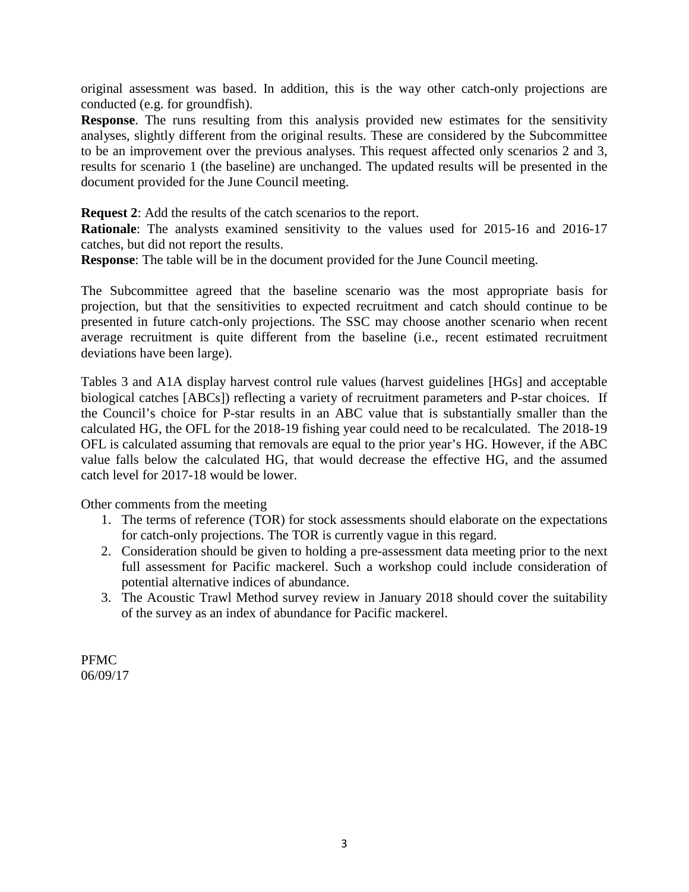original assessment was based. In addition, this is the way other catch-only projections are conducted (e.g. for groundfish).

**Response**. The runs resulting from this analysis provided new estimates for the sensitivity analyses, slightly different from the original results. These are considered by the Subcommittee to be an improvement over the previous analyses. This request affected only scenarios 2 and 3, results for scenario 1 (the baseline) are unchanged. The updated results will be presented in the document provided for the June Council meeting.

**Request 2**: Add the results of the catch scenarios to the report.

**Rationale**: The analysts examined sensitivity to the values used for 2015-16 and 2016-17 catches, but did not report the results.

**Response**: The table will be in the document provided for the June Council meeting.

The Subcommittee agreed that the baseline scenario was the most appropriate basis for projection, but that the sensitivities to expected recruitment and catch should continue to be presented in future catch-only projections. The SSC may choose another scenario when recent average recruitment is quite different from the baseline (i.e., recent estimated recruitment deviations have been large).

Tables 3 and A1A display harvest control rule values (harvest guidelines [HGs] and acceptable biological catches [ABCs]) reflecting a variety of recruitment parameters and P-star choices. If the Council's choice for P-star results in an ABC value that is substantially smaller than the calculated HG, the OFL for the 2018-19 fishing year could need to be recalculated. The 2018-19 OFL is calculated assuming that removals are equal to the prior year's HG. However, if the ABC value falls below the calculated HG, that would decrease the effective HG, and the assumed catch level for 2017-18 would be lower.

Other comments from the meeting

1. The terms of reference (TOR) for stock assessments should elaborate on the expectations for catch-only projections. The TOR is currently vague in this regard.
2. Consideration should be given to holding a pre-assessment data meeting prior to the next full assessment for Pacific mackerel. Such a workshop could include consideration of potential alternative indices of abundance.
3. The Acoustic Trawl Method survey review in January 2018 should cover the suitability of the survey as an index of abundance for Pacific mackerel.

PFMC
06/09/17